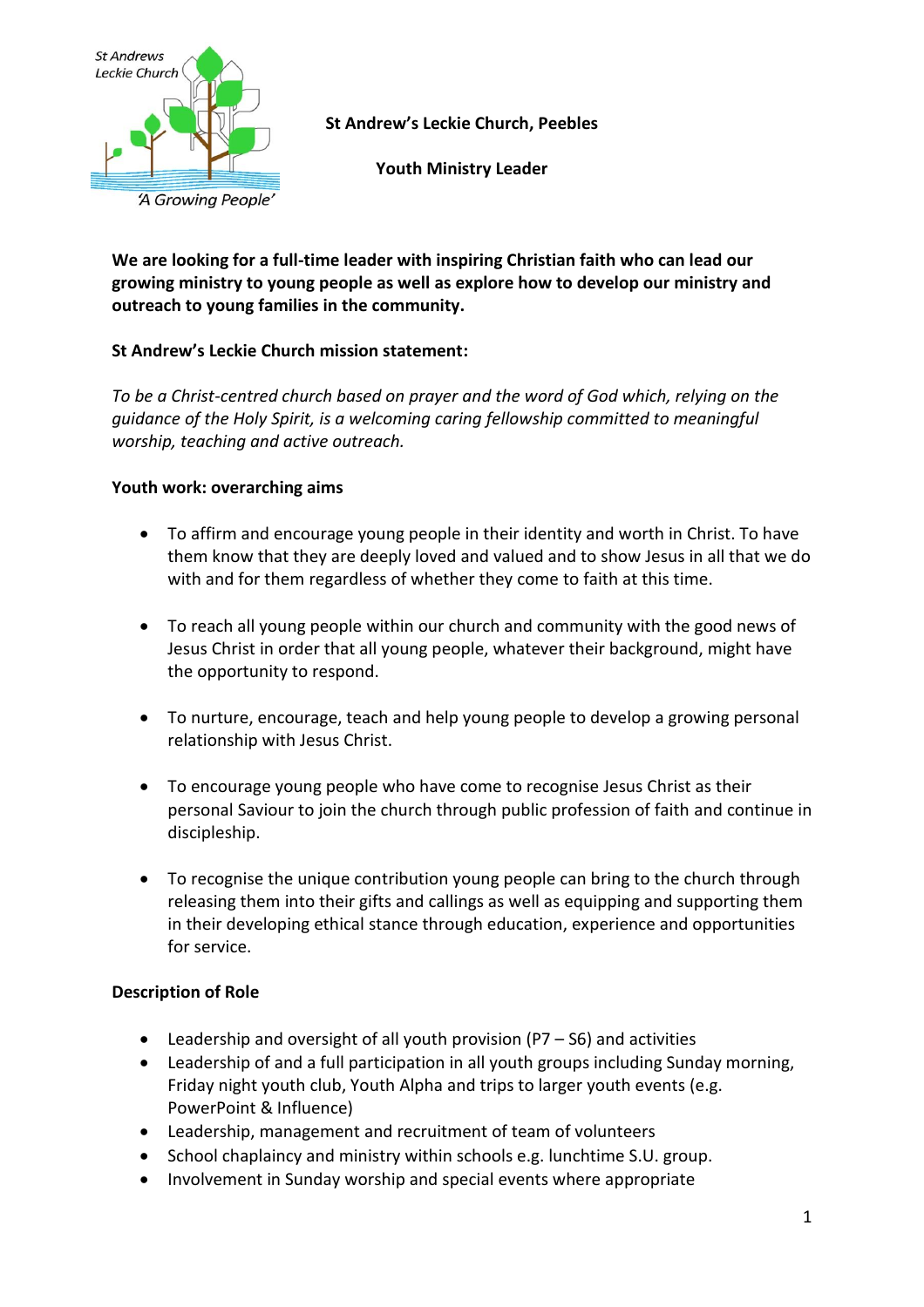St Andrews Leckie Church

'A Growing People'

**St Andrew's Leckie Church, Peebles**

**Youth Ministry Leader**

**We are looking for a full-time leader with inspiring Christian faith who can lead our growing ministry to young people as well as explore how to develop our ministry and outreach to young families in the community.**

**St Andrew's Leckie Church mission statement:**

*To be a Christ-centred church based on prayer and the word of God which, relying on the guidance of the Holy Spirit, is a welcoming caring fellowship committed to meaningful worship, teaching and active outreach.*

**Youth work: overarching aims**

- To affirm and encourage young people in their identity and worth in Christ. To have them know that they are deeply loved and valued and to show Jesus in all that we do with and for them regardless of whether they come to faith at this time.

- To reach all young people within our church and community with the good news of Jesus Christ in order that all young people, whatever their background, might have the opportunity to respond.

- To nurture, encourage, teach and help young people to develop a growing personal relationship with Jesus Christ.

- To encourage young people who have come to recognise Jesus Christ as their personal Saviour to join the church through public profession of faith and continue in discipleship.

- To recognise the unique contribution young people can bring to the church through releasing them into their gifts and callings as well as equipping and supporting them in their developing ethical stance through education, experience and opportunities for service.

**Description of Role**

- Leadership and oversight of all youth provision (P7 – S6) and activities
- Leadership of and a full participation in all youth groups including Sunday morning, Friday night youth club, Youth Alpha and trips to larger youth events (e.g. PowerPoint & Influence)
- Leadership, management and recruitment of team of volunteers
- School chaplaincy and ministry within schools e.g. lunchtime S.U. group.
- Involvement in Sunday worship and special events where appropriate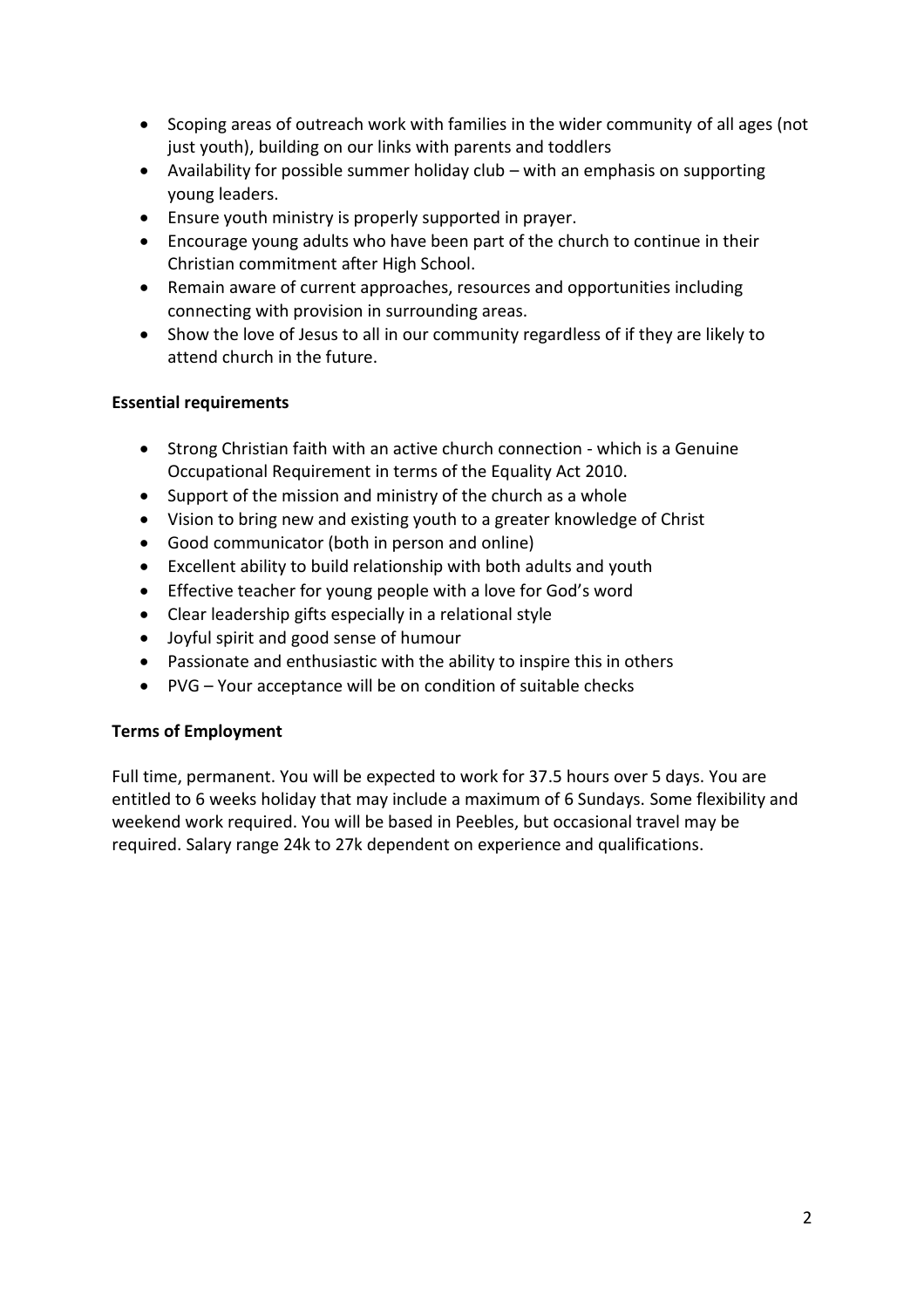- Scoping areas of outreach work with families in the wider community of all ages (not just youth), building on our links with parents and toddlers
- Availability for possible summer holiday club – with an emphasis on supporting young leaders.
- Ensure youth ministry is properly supported in prayer.
- Encourage young adults who have been part of the church to continue in their Christian commitment after High School.
- Remain aware of current approaches, resources and opportunities including connecting with provision in surrounding areas.
- Show the love of Jesus to all in our community regardless of if they are likely to attend church in the future.

**Essential requirements**

- Strong Christian faith with an active church connection - which is a Genuine Occupational Requirement in terms of the Equality Act 2010.
- Support of the mission and ministry of the church as a whole
- Vision to bring new and existing youth to a greater knowledge of Christ
- Good communicator (both in person and online)
- Excellent ability to build relationship with both adults and youth
- Effective teacher for young people with a love for God's word
- Clear leadership gifts especially in a relational style
- Joyful spirit and good sense of humour
- Passionate and enthusiastic with the ability to inspire this in others
- PVG – Your acceptance will be on condition of suitable checks

**Terms of Employment**

Full time, permanent. You will be expected to work for 37.5 hours over 5 days. You are entitled to 6 weeks holiday that may include a maximum of 6 Sundays. Some flexibility and weekend work required. You will be based in Peebles, but occasional travel may be required. Salary range 24k to 27k dependent on experience and qualifications.